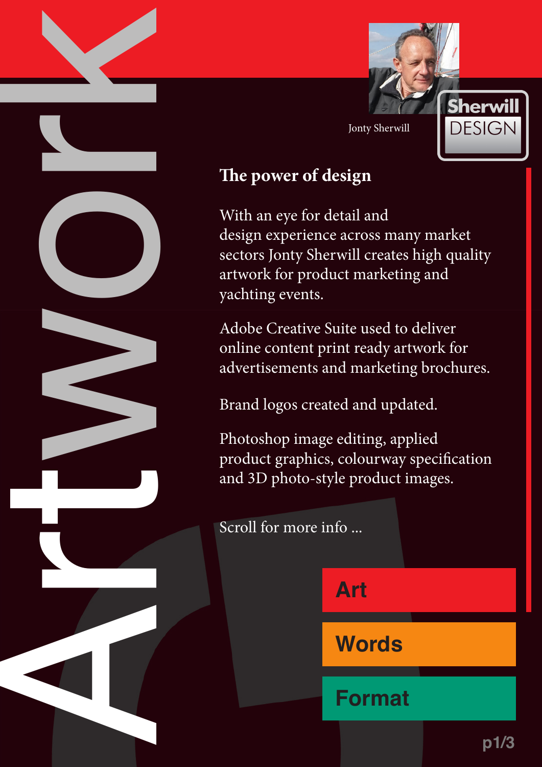# Artwork

Jonty Sherwill

**Sherwill DESIGN**

## The power of design

With an eye for detail and design experience across many market sectors Jonty Sherwill creates high quality artwork for product marketing and yachting events.

Adobe Creative Suite used to deliver online content print ready artwork for advertisements and marketing brochures.

Brand logos created and updated.

Photoshop image editing, applied product graphics, colourway specification and 3D photo-style product images.

Scroll for more info ...

**Art**

**Words**

**Format**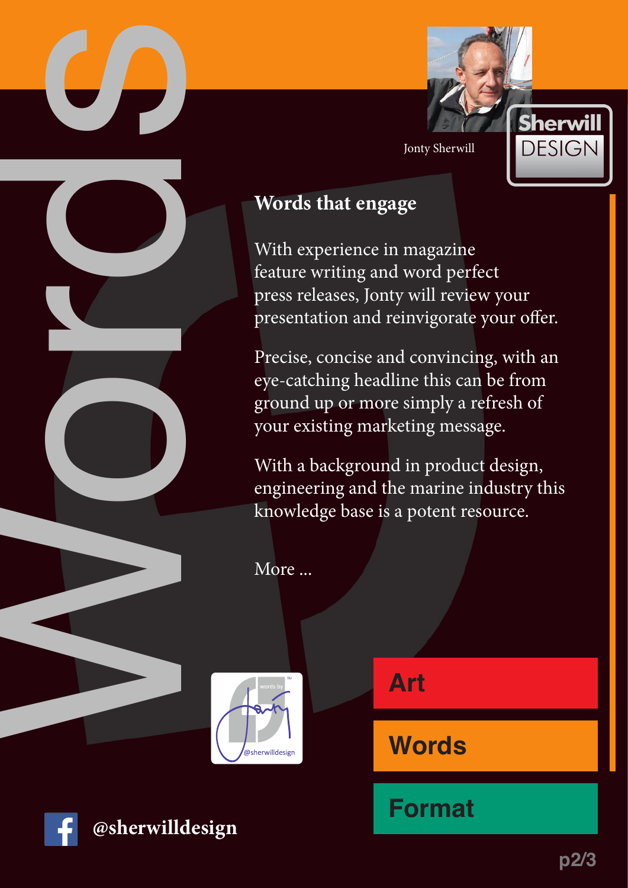Words

Jonty Sherwill

Sherwill DESIGN

## Words that engage

With experience in magazine feature writing and word perfect press releases, Jonty will review your presentation and reinvigorate your offer.

Precise, concise and convincing, with an eye-catching headline this can be from ground up or more simply a refresh of your existing marketing message.

With a background in product design, engineering and the marine industry this knowledge base is a potent resource.

More ...

words by Jonty @sherwilldesign

**Art**

**Words**

**Format**

**@sherwilldesign**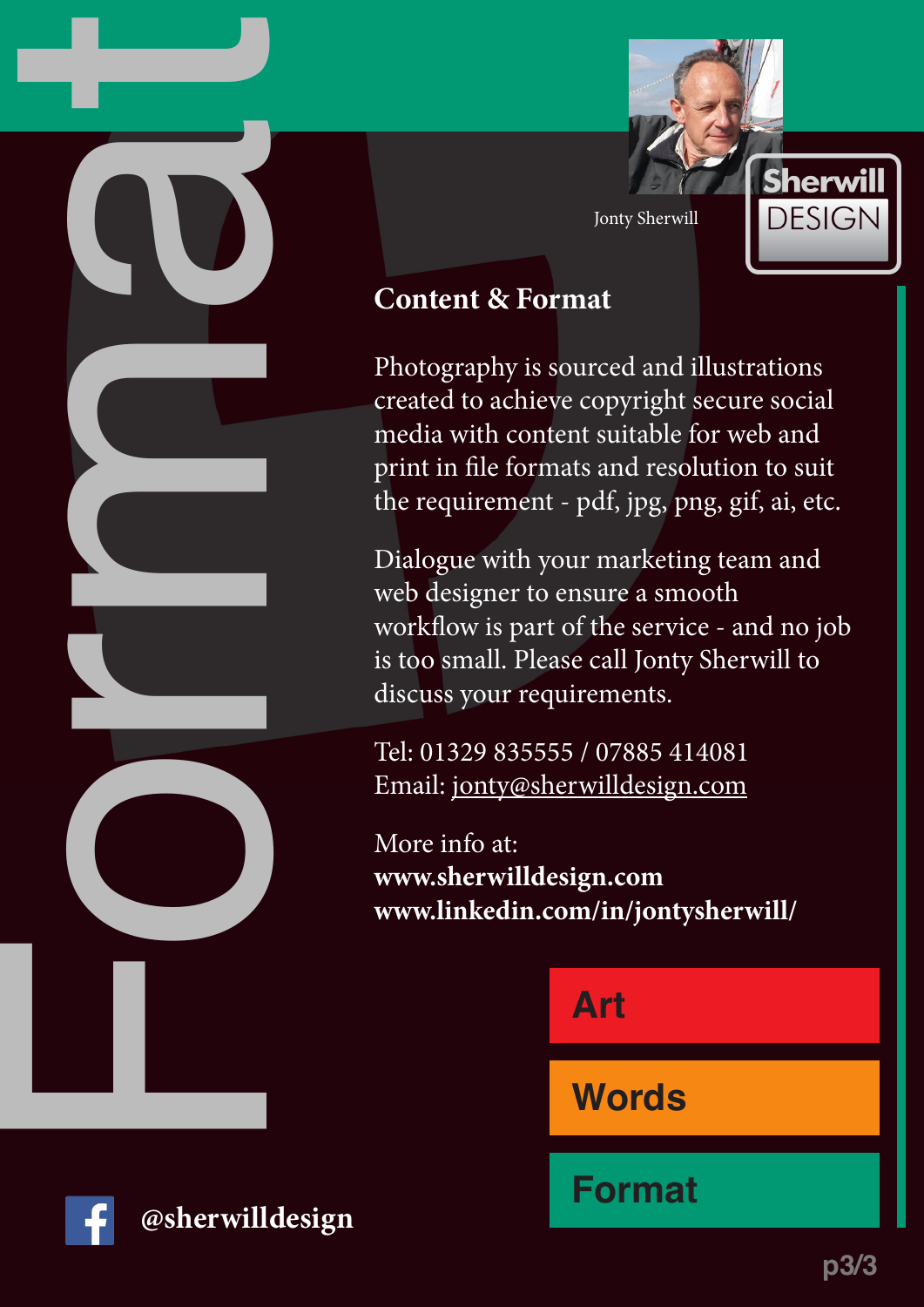Format

Jonty Sherwill

Sherwill DESIGN

## Content & Format

Photography is sourced and illustrations created to achieve copyright secure social media with content suitable for web and print in file formats and resolution to suit the requirement - pdf, jpg, png, gif, ai, etc.

Dialogue with your marketing team and web designer to ensure a smooth workflow is part of the service - and no job is too small. Please call Jonty Sherwill to discuss your requirements.

Tel: 01329 835555 / 07885 414081
Email: jonty@sherwilldesign.com

More info at:
**www.sherwilldesign.com**
**www.linkedin.com/in/jontysherwill/**

**Art**

**Words**

**Format**

**@sherwilldesign**